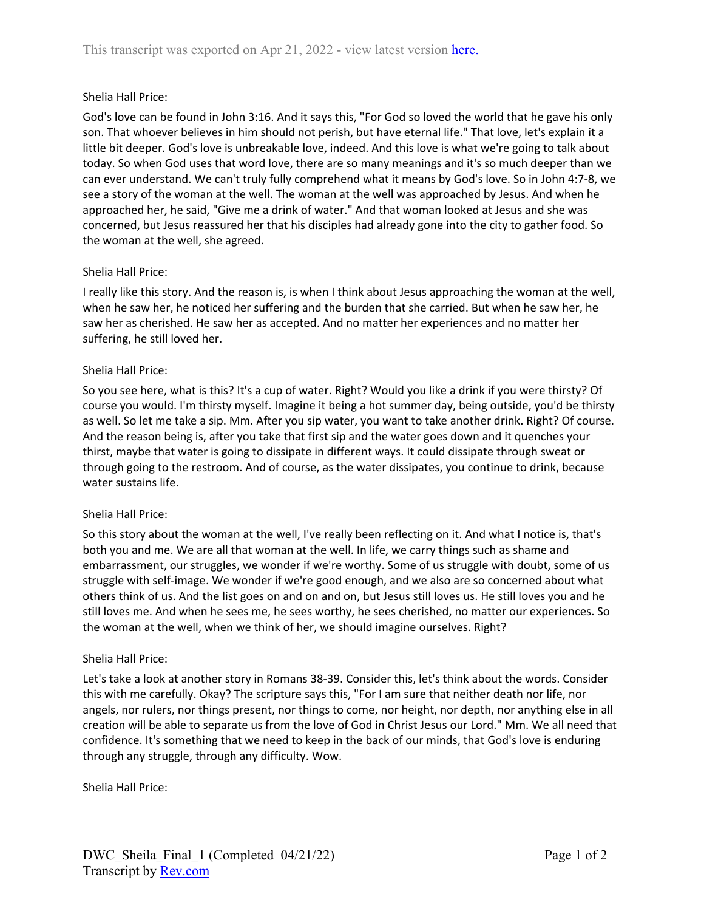Shelia Hall Price:

God's love can be found in John 3:16. And it says this, "For God so loved the world that he gave his only son. That whoever believes in him should not perish, but have eternal life." That love, let's explain it a little bit deeper. God's love is unbreakable love, indeed. And this love is what we're going to talk about today. So when God uses that word love, there are so many meanings and it's so much deeper than we can ever understand. We can't truly fully comprehend what it means by God's love. So in John 4:7-8, we see a story of the woman at the well. The woman at the well was approached by Jesus. And when he approached her, he said, "Give me a drink of water." And that woman looked at Jesus and she was concerned, but Jesus reassured her that his disciples had already gone into the city to gather food. So the woman at the well, she agreed.

Shelia Hall Price:

I really like this story. And the reason is, is when I think about Jesus approaching the woman at the well, when he saw her, he noticed her suffering and the burden that she carried. But when he saw her, he saw her as cherished. He saw her as accepted. And no matter her experiences and no matter her suffering, he still loved her.

Shelia Hall Price:

So you see here, what is this? It's a cup of water. Right? Would you like a drink if you were thirsty? Of course you would. I'm thirsty myself. Imagine it being a hot summer day, being outside, you'd be thirsty as well. So let me take a sip. Mm. After you sip water, you want to take another drink. Right? Of course. And the reason being is, after you take that first sip and the water goes down and it quenches your thirst, maybe that water is going to dissipate in different ways. It could dissipate through sweat or through going to the restroom. And of course, as the water dissipates, you continue to drink, because water sustains life.

Shelia Hall Price:

So this story about the woman at the well, I've really been reflecting on it. And what I notice is, that's both you and me. We are all that woman at the well. In life, we carry things such as shame and embarrassment, our struggles, we wonder if we're worthy. Some of us struggle with doubt, some of us struggle with self-image. We wonder if we're good enough, and we also are so concerned about what others think of us. And the list goes on and on and on, but Jesus still loves us. He still loves you and he still loves me. And when he sees me, he sees worthy, he sees cherished, no matter our experiences. So the woman at the well, when we think of her, we should imagine ourselves. Right?

Shelia Hall Price:

Let's take a look at another story in Romans 38-39. Consider this, let's think about the words. Consider this with me carefully. Okay? The scripture says this, "For I am sure that neither death nor life, nor angels, nor rulers, nor things present, nor things to come, nor height, nor depth, nor anything else in all creation will be able to separate us from the love of God in Christ Jesus our Lord." Mm. We all need that confidence. It's something that we need to keep in the back of our minds, that God's love is enduring through any struggle, through any difficulty. Wow.

Shelia Hall Price: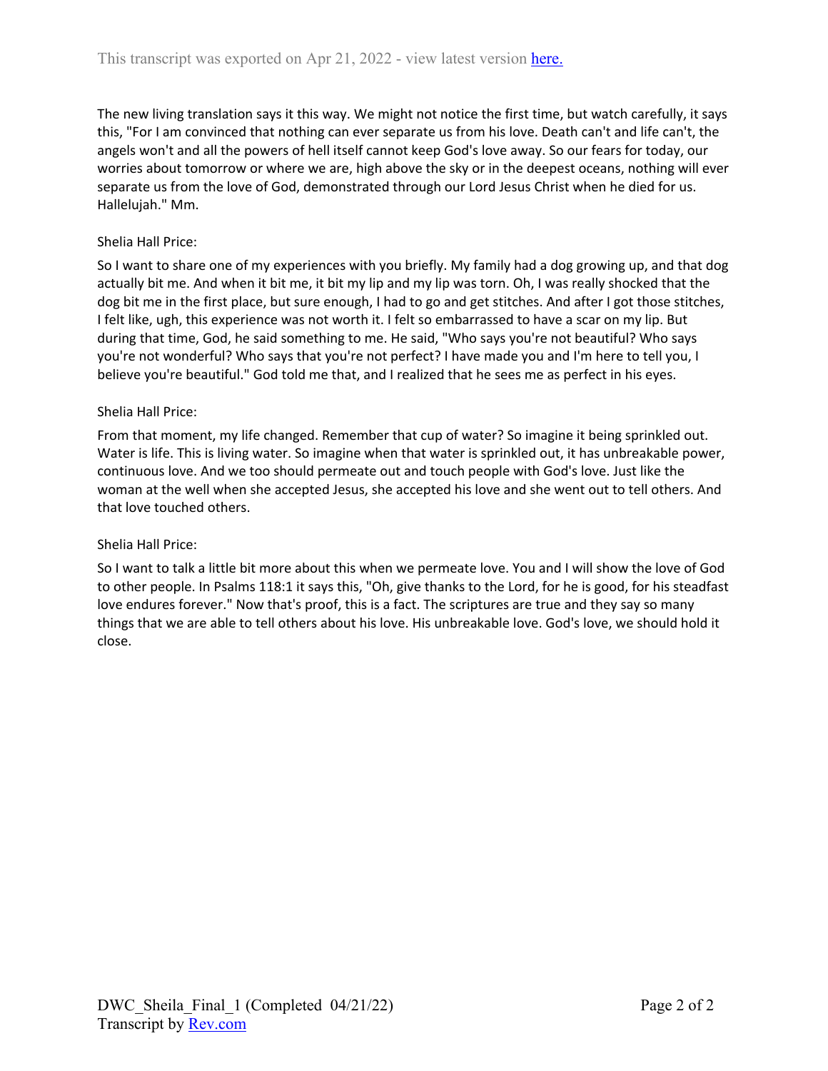The new living translation says it this way. We might not notice the first time, but watch carefully, it says this, "For I am convinced that nothing can ever separate us from his love. Death can't and life can't, the angels won't and all the powers of hell itself cannot keep God's love away. So our fears for today, our worries about tomorrow or where we are, high above the sky or in the deepest oceans, nothing will ever separate us from the love of God, demonstrated through our Lord Jesus Christ when he died for us. Hallelujah." Mm.

Shelia Hall Price:

So I want to share one of my experiences with you briefly. My family had a dog growing up, and that dog actually bit me. And when it bit me, it bit my lip and my lip was torn. Oh, I was really shocked that the dog bit me in the first place, but sure enough, I had to go and get stitches. And after I got those stitches, I felt like, ugh, this experience was not worth it. I felt so embarrassed to have a scar on my lip. But during that time, God, he said something to me. He said, "Who says you're not beautiful? Who says you're not wonderful? Who says that you're not perfect? I have made you and I'm here to tell you, I believe you're beautiful." God told me that, and I realized that he sees me as perfect in his eyes.

Shelia Hall Price:

From that moment, my life changed. Remember that cup of water? So imagine it being sprinkled out. Water is life. This is living water. So imagine when that water is sprinkled out, it has unbreakable power, continuous love. And we too should permeate out and touch people with God's love. Just like the woman at the well when she accepted Jesus, she accepted his love and she went out to tell others. And that love touched others.

Shelia Hall Price:

So I want to talk a little bit more about this when we permeate love. You and I will show the love of God to other people. In Psalms 118:1 it says this, "Oh, give thanks to the Lord, for he is good, for his steadfast love endures forever." Now that's proof, this is a fact. The scriptures are true and they say so many things that we are able to tell others about his love. His unbreakable love. God's love, we should hold it close.